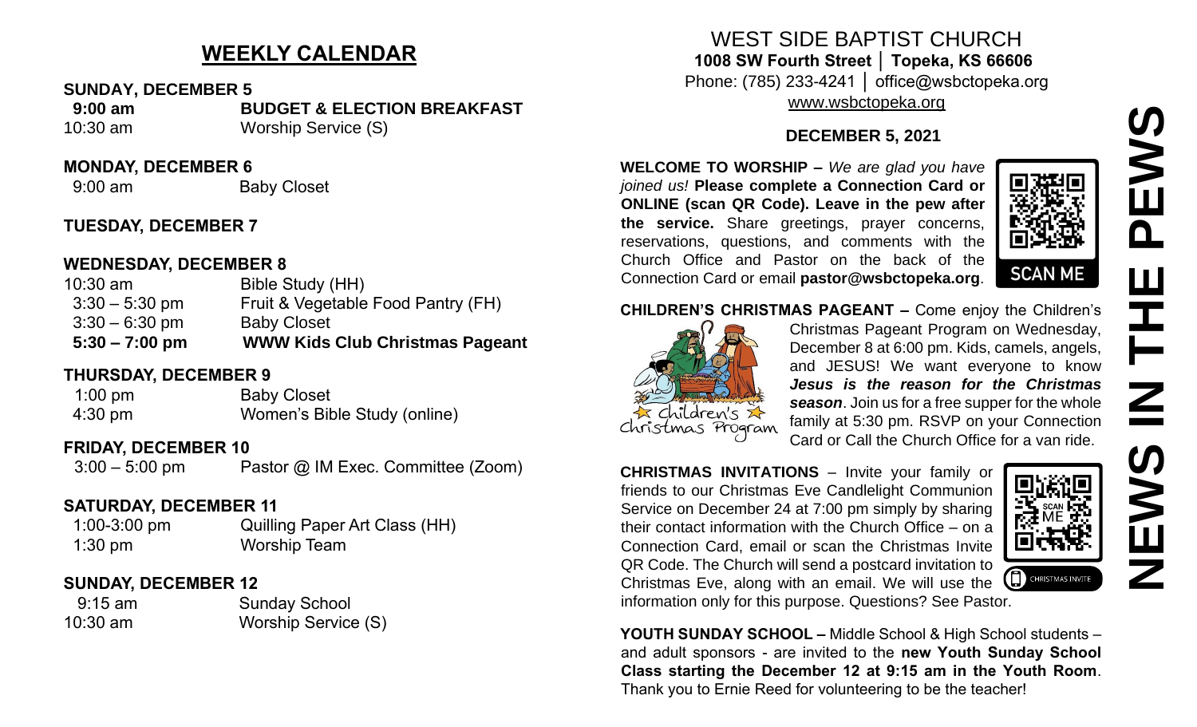# WEEKLY CALENDAR

**SUNDAY, DECEMBER 5**

| | |
|---|---|
| **9:00 am** | **BUDGET & ELECTION BREAKFAST** |
| 10:30 am | Worship Service (S) |

**MONDAY, DECEMBER 6**

| | |
|---|---|
| 9:00 am | Baby Closet |

**TUESDAY, DECEMBER 7**

**WEDNESDAY, DECEMBER 8**

| | |
|---|---|
| 10:30 am | Bible Study (HH) |
| 3:30 – 5:30 pm | Fruit & Vegetable Food Pantry (FH) |
| 3:30 – 6:30 pm | Baby Closet |
| **5:30 – 7:00 pm** | **WWW Kids Club Christmas Pageant** |

**THURSDAY, DECEMBER 9**

| | |
|---|---|
| 1:00 pm | Baby Closet |
| 4:30 pm | Women's Bible Study (online) |

**FRIDAY, DECEMBER 10**

| | |
|---|---|
| 3:00 – 5:00 pm | Pastor @ IM Exec. Committee (Zoom) |

**SATURDAY, DECEMBER 11**

| | |
|---|---|
| 1:00-3:00 pm | Quilling Paper Art Class (HH) |
| 1:30 pm | Worship Team |

**SUNDAY, DECEMBER 12**

| | |
|---|---|
| 9:15 am | Sunday School |
| 10:30 am | Worship Service (S) |

# WEST SIDE BAPTIST CHURCH

**1008 SW Fourth Street │ Topeka, KS 66606**

Phone: (785) 233-4241 │ office@wsbctopeka.org

www.wsbctopeka.org

**DECEMBER 5, 2021**

# NEWS IN THE PEWS

**WELCOME TO WORSHIP –** *We are glad you have joined us!* **Please complete a Connection Card or ONLINE (scan QR Code). Leave in the pew after the service.** Share greetings, prayer concerns, reservations, questions, and comments with the Church Office and Pastor on the back of the Connection Card or email **pastor@wsbctopeka.org**.

SCAN ME

**CHILDREN'S CHRISTMAS PAGEANT –** Come enjoy the Children's Christmas Pageant Program on Wednesday, December 8 at 6:00 pm. Kids, camels, angels, and JESUS! We want everyone to know ***Jesus is the reason for the Christmas season***. Join us for a free supper for the whole family at 5:30 pm. RSVP on your Connection Card or Call the Church Office for a van ride.

**CHRISTMAS INVITATIONS** – Invite your family or friends to our Christmas Eve Candlelight Communion Service on December 24 at 7:00 pm simply by sharing their contact information with the Church Office – on a Connection Card, email or scan the Christmas Invite QR Code. The Church will send a postcard invitation to Christmas Eve, along with an email. We will use the information only for this purpose. Questions? See Pastor.

**YOUTH SUNDAY SCHOOL –** Middle School & High School students – and adult sponsors - are invited to the **new Youth Sunday School Class starting the December 12 at 9:15 am in the Youth Room**. Thank you to Ernie Reed for volunteering to be the teacher!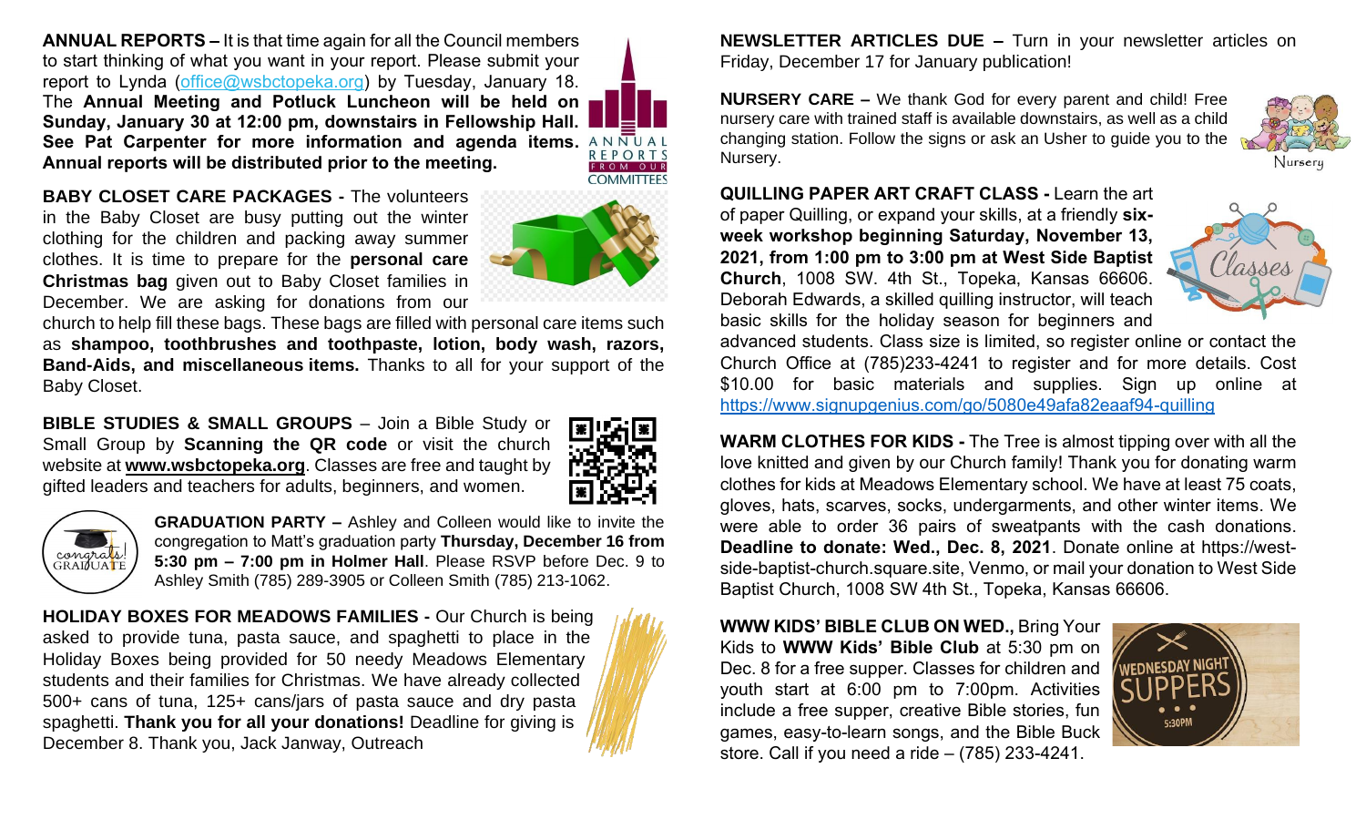**ANNUAL REPORTS –** It is that time again for all the Council members to start thinking of what you want in your report. Please submit your report to Lynda (office@wsbctopeka.org) by Tuesday, January 18. The **Annual Meeting and Potluck Luncheon will be held on Sunday, January 30 at 12:00 pm, downstairs in Fellowship Hall. See Pat Carpenter for more information and agenda items. Annual reports will be distributed prior to the meeting.**

**BABY CLOSET CARE PACKAGES -** The volunteers in the Baby Closet are busy putting out the winter clothing for the children and packing away summer clothes. It is time to prepare for the **personal care Christmas bag** given out to Baby Closet families in December. We are asking for donations from our church to help fill these bags. These bags are filled with personal care items such as **shampoo, toothbrushes and toothpaste, lotion, body wash, razors, Band-Aids, and miscellaneous items.** Thanks to all for your support of the Baby Closet.

**BIBLE STUDIES & SMALL GROUPS** – Join a Bible Study or Small Group by **Scanning the QR code** or visit the church website at **www.wsbctopeka.org**. Classes are free and taught by gifted leaders and teachers for adults, beginners, and women.

**GRADUATION PARTY –** Ashley and Colleen would like to invite the congregation to Matt's graduation party **Thursday, December 16 from 5:30 pm – 7:00 pm in Holmer Hall**. Please RSVP before Dec. 9 to Ashley Smith (785) 289-3905 or Colleen Smith (785) 213-1062.

**HOLIDAY BOXES FOR MEADOWS FAMILIES -** Our Church is being asked to provide tuna, pasta sauce, and spaghetti to place in the Holiday Boxes being provided for 50 needy Meadows Elementary students and their families for Christmas. We have already collected 500+ cans of tuna, 125+ cans/jars of pasta sauce and dry pasta spaghetti. **Thank you for all your donations!** Deadline for giving is December 8. Thank you, Jack Janway, Outreach

**NEWSLETTER ARTICLES DUE –** Turn in your newsletter articles on Friday, December 17 for January publication!

**NURSERY CARE –** We thank God for every parent and child! Free nursery care with trained staff is available downstairs, as well as a child changing station. Follow the signs or ask an Usher to guide you to the Nursery.

**QUILLING PAPER ART CRAFT CLASS -** Learn the art of paper Quilling, or expand your skills, at a friendly **six-week workshop beginning Saturday, November 13, 2021, from 1:00 pm to 3:00 pm at West Side Baptist Church**, 1008 SW. 4th St., Topeka, Kansas 66606. Deborah Edwards, a skilled quilling instructor, will teach basic skills for the holiday season for beginners and advanced students. Class size is limited, so register online or contact the Church Office at (785)233-4241 to register and for more details. Cost $10.00 for basic materials and supplies. Sign up online at https://www.signupgenius.com/go/5080e49afa82eaaf94-quilling

**WARM CLOTHES FOR KIDS -** The Tree is almost tipping over with all the love knitted and given by our Church family! Thank you for donating warm clothes for kids at Meadows Elementary school. We have at least 75 coats, gloves, hats, scarves, socks, undergarments, and other winter items. We were able to order 36 pairs of sweatpants with the cash donations. **Deadline to donate: Wed., Dec. 8, 2021**. Donate online at https://west-side-baptist-church.square.site, Venmo, or mail your donation to West Side Baptist Church, 1008 SW 4th St., Topeka, Kansas 66606.

**WWW KIDS' BIBLE CLUB ON WED.,** Bring Your Kids to **WWW Kids' Bible Club** at 5:30 pm on Dec. 8 for a free supper. Classes for children and youth start at 6:00 pm to 7:00pm. Activities include a free supper, creative Bible stories, fun games, easy-to-learn songs, and the Bible Buck store. Call if you need a ride – (785) 233-4241.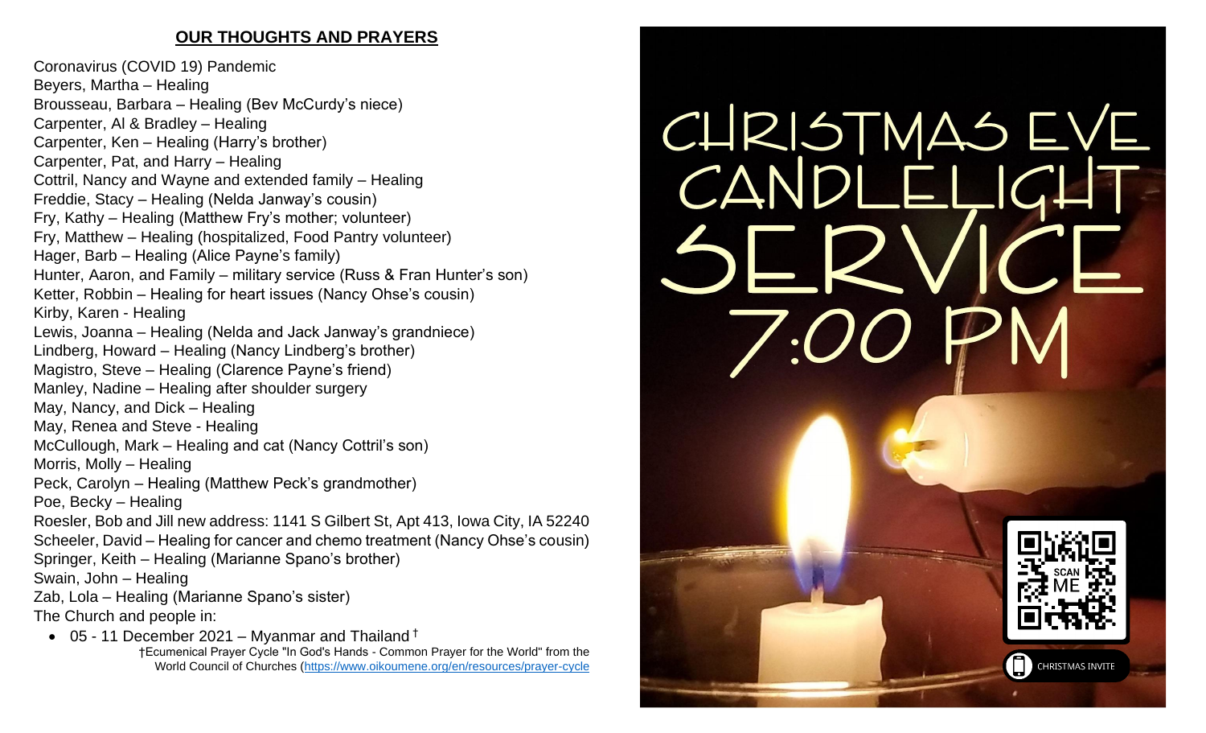## OUR THOUGHTS AND PRAYERS

Coronavirus (COVID 19) Pandemic
Beyers, Martha – Healing
Brousseau, Barbara – Healing (Bev McCurdy's niece)
Carpenter, Al & Bradley – Healing
Carpenter, Ken – Healing (Harry's brother)
Carpenter, Pat, and Harry – Healing
Cottril, Nancy and Wayne and extended family – Healing
Freddie, Stacy – Healing (Nelda Janway's cousin)
Fry, Kathy – Healing (Matthew Fry's mother; volunteer)
Fry, Matthew – Healing (hospitalized, Food Pantry volunteer)
Hager, Barb – Healing (Alice Payne's family)
Hunter, Aaron, and Family – military service (Russ & Fran Hunter's son)
Ketter, Robbin – Healing for heart issues (Nancy Ohse's cousin)
Kirby, Karen - Healing
Lewis, Joanna – Healing (Nelda and Jack Janway's grandniece)
Lindberg, Howard – Healing (Nancy Lindberg's brother)
Magistro, Steve – Healing (Clarence Payne's friend)
Manley, Nadine – Healing after shoulder surgery
May, Nancy, and Dick – Healing
May, Renea and Steve - Healing
McCullough, Mark – Healing and cat (Nancy Cottril's son)
Morris, Molly – Healing
Peck, Carolyn – Healing (Matthew Peck's grandmother)
Poe, Becky – Healing
Roesler, Bob and Jill new address: 1141 S Gilbert St, Apt 413, Iowa City, IA 52240
Scheeler, David – Healing for cancer and chemo treatment (Nancy Ohse's cousin)
Springer, Keith – Healing (Marianne Spano's brother)
Swain, John – Healing
Zab, Lola – Healing (Marianne Spano's sister)
The Church and people in:

- 05 - 11 December 2021 – Myanmar and Thailand †

†Ecumenical Prayer Cycle "In God's Hands - Common Prayer for the World" from the World Council of Churches (https://www.oikoumene.org/en/resources/prayer-cycle)

CHRISTMAS EVE CANDLELIGHT SERVICE 7:00 PM

SCAN ME

CHRISTMAS INVITE